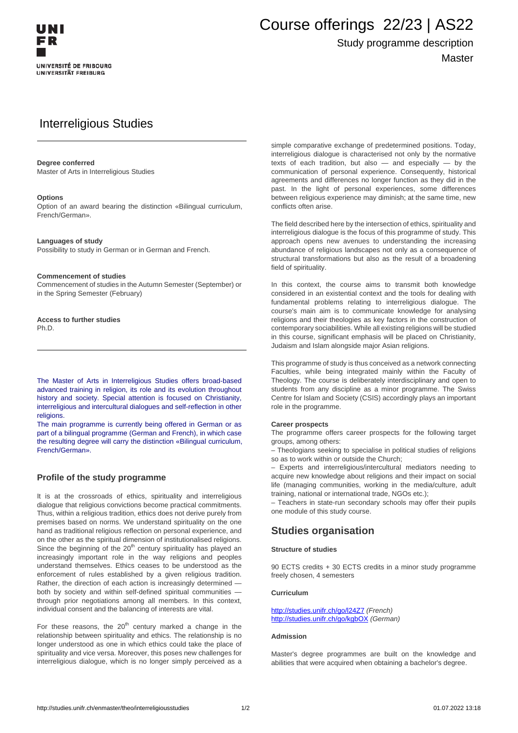# Course offerings 22/23 | AS22

Study programme description

Master

## Interreligious Studies

**Degree conferred**
Master of Arts in Interreligious Studies

**Options**
Option of an award bearing the distinction «Bilingual curriculum, French/German».

**Languages of study**
Possibility to study in German or in German and French.

**Commencement of studies**
Commencement of studies in the Autumn Semester (September) or in the Spring Semester (February)

**Access to further studies**
Ph.D.

The Master of Arts in Interreligious Studies offers broad-based advanced training in religion, its role and its evolution throughout history and society. Special attention is focused on Christianity, interreligious and intercultural dialogues and self-reflection in other religions.
The main programme is currently being offered in German or as part of a bilingual programme (German and French), in which case the resulting degree will carry the distinction «Bilingual curriculum, French/German».

### Profile of the study programme

It is at the crossroads of ethics, spirituality and interreligious dialogue that religious convictions become practical commitments. Thus, within a religious tradition, ethics does not derive purely from premises based on norms. We understand spirituality on the one hand as traditional religious reflection on personal experience, and on the other as the spiritual dimension of institutionalised religions. Since the beginning of the 20th century spirituality has played an increasingly important role in the way religions and peoples understand themselves. Ethics ceases to be understood as the enforcement of rules established by a given religious tradition. Rather, the direction of each action is increasingly determined — both by society and within self-defined spiritual communities — through prior negotiations among all members. In this context, individual consent and the balancing of interests are vital.

For these reasons, the 20th century marked a change in the relationship between spirituality and ethics. The relationship is no longer understood as one in which ethics could take the place of spirituality and vice versa. Moreover, this poses new challenges for interreligious dialogue, which is no longer simply perceived as a simple comparative exchange of predetermined positions. Today, interreligious dialogue is characterised not only by the normative texts of each tradition, but also — and especially — by the communication of personal experience. Consequently, historical agreements and differences no longer function as they did in the past. In the light of personal experiences, some differences between religious experience may diminish; at the same time, new conflicts often arise.

The field described here by the intersection of ethics, spirituality and interreligious dialogue is the focus of this programme of study. This approach opens new avenues to understanding the increasing abundance of religious landscapes not only as a consequence of structural transformations but also as the result of a broadening field of spirituality.

In this context, the course aims to transmit both knowledge considered in an existential context and the tools for dealing with fundamental problems relating to interreligious dialogue. The course's main aim is to communicate knowledge for analysing religions and their theologies as key factors in the construction of contemporary sociabilities. While all existing religions will be studied in this course, significant emphasis will be placed on Christianity, Judaism and Islam alongside major Asian religions.

This programme of study is thus conceived as a network connecting Faculties, while being integrated mainly within the Faculty of Theology. The course is deliberately interdisciplinary and open to students from any discipline as a minor programme. The Swiss Centre for Islam and Society (CSIS) accordingly plays an important role in the programme.

**Career prospects**
The programme offers career prospects for the following target groups, among others:
– Theologians seeking to specialise in political studies of religions so as to work within or outside the Church;
– Experts and interreligious/intercultural mediators needing to acquire new knowledge about religions and their impact on social life (managing communities, working in the media/culture, adult training, national or international trade, NGOs etc.);
– Teachers in state-run secondary schools may offer their pupils one module of this study course.

## Studies organisation

**Structure of studies**

90 ECTS credits + 30 ECTS credits in a minor study programme freely chosen, 4 semesters

**Curriculum**

http://studies.unifr.ch/go/l24Z7 *(French)*
http://studies.unifr.ch/go/kgbOX *(German)*

**Admission**

Master's degree programmes are built on the knowledge and abilities that were acquired when obtaining a bachelor's degree.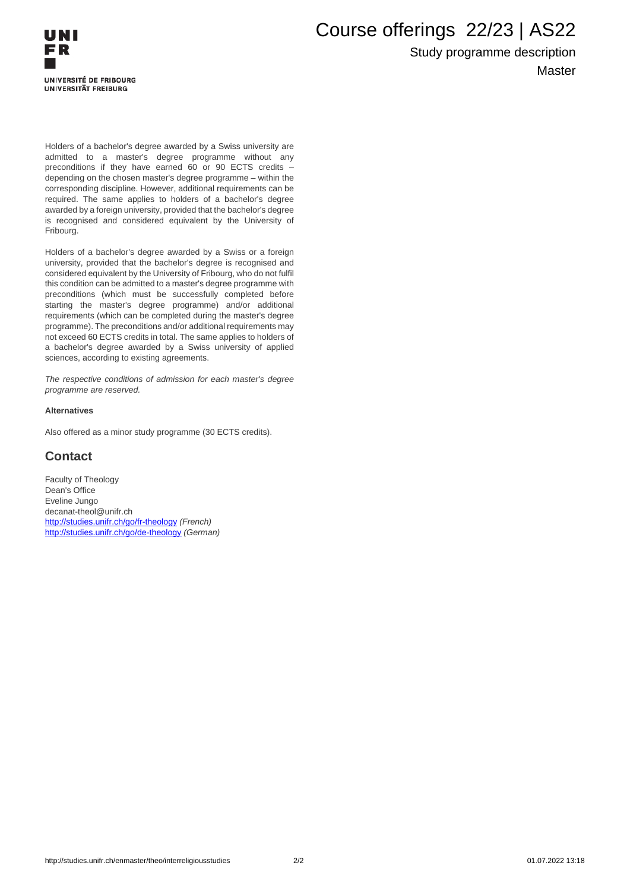Holders of a bachelor's degree awarded by a Swiss university are admitted to a master's degree programme without any preconditions if they have earned 60 or 90 ECTS credits – depending on the chosen master's degree programme – within the corresponding discipline. However, additional requirements can be required. The same applies to holders of a bachelor's degree awarded by a foreign university, provided that the bachelor's degree is recognised and considered equivalent by the University of Fribourg.

Holders of a bachelor's degree awarded by a Swiss or a foreign university, provided that the bachelor's degree is recognised and considered equivalent by the University of Fribourg, who do not fulfil this condition can be admitted to a master's degree programme with preconditions (which must be successfully completed before starting the master's degree programme) and/or additional requirements (which can be completed during the master's degree programme). The preconditions and/or additional requirements may not exceed 60 ECTS credits in total. The same applies to holders of a bachelor's degree awarded by a Swiss university of applied sciences, according to existing agreements.

*The respective conditions of admission for each master's degree programme are reserved.*

**Alternatives**

Also offered as a minor study programme (30 ECTS credits).

## Contact

Faculty of Theology
Dean's Office
Eveline Jungo
decanat-theol@unifr.ch
[http://studies.unifr.ch/go/fr-theology](http://studies.unifr.ch/go/fr-theology) *(French)*
[http://studies.unifr.ch/go/de-theology](http://studies.unifr.ch/go/de-theology) *(German)*